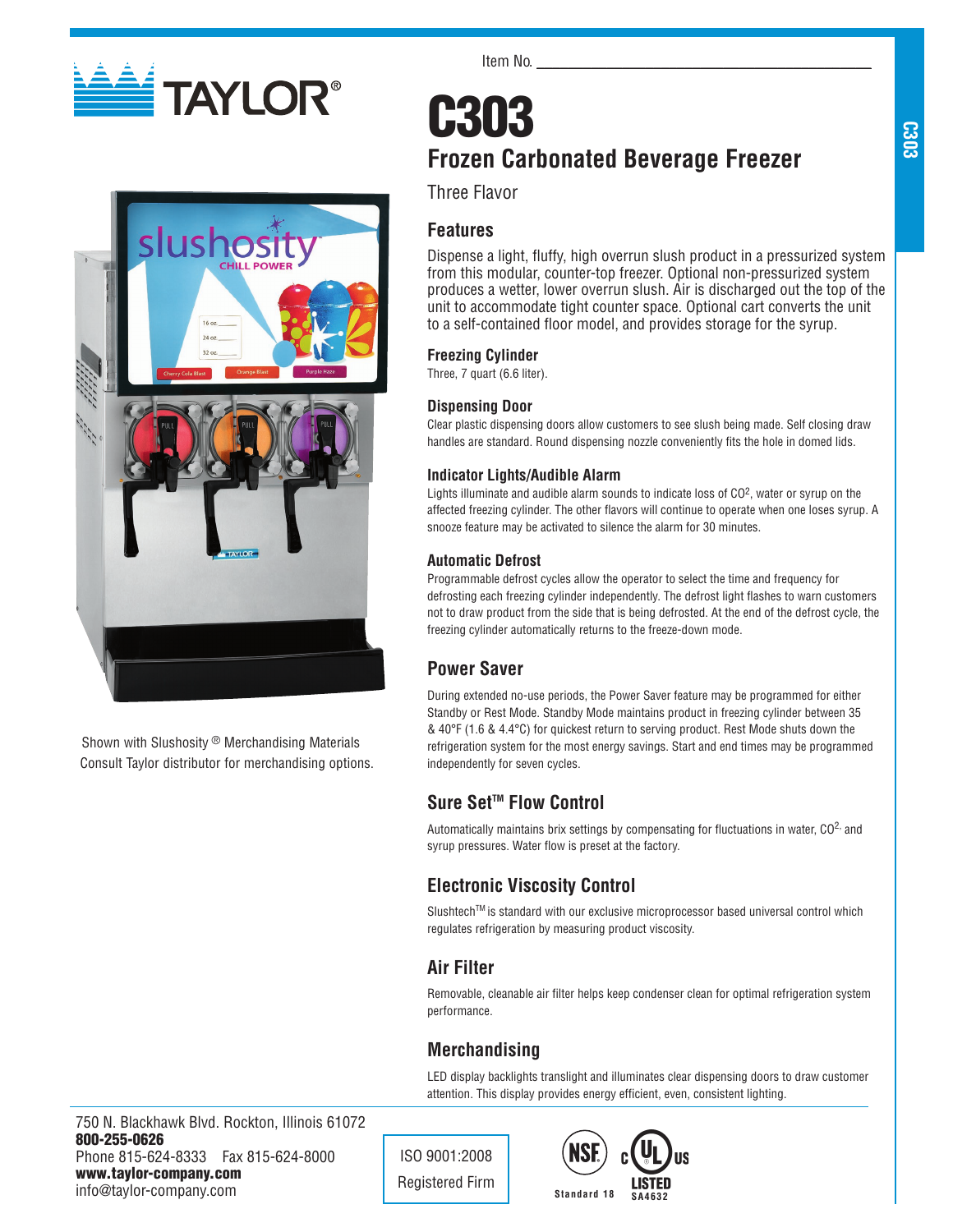TAYLOR®

Item No. ___________________________

# C303

## Frozen Carbonated Beverage Freezer

Three Flavor

## Features

Dispense a light, fluffy, high overrun slush product in a pressurized system from this modular, counter-top freezer. Optional non-pressurized system produces a wetter, lower overrun slush. Air is discharged out the top of the unit to accommodate tight counter space. Optional cart converts the unit to a self-contained floor model, and provides storage for the syrup.

### Freezing Cylinder

Three, 7 quart (6.6 liter).

### Dispensing Door

Clear plastic dispensing doors allow customers to see slush being made. Self closing draw handles are standard. Round dispensing nozzle conveniently fits the hole in domed lids.

### Indicator Lights/Audible Alarm

Lights illuminate and audible alarm sounds to indicate loss of $CO^2$, water or syrup on the affected freezing cylinder. The other flavors will continue to operate when one loses syrup. A snooze feature may be activated to silence the alarm for 30 minutes.

### Automatic Defrost

Programmable defrost cycles allow the operator to select the time and frequency for defrosting each freezing cylinder independently. The defrost light flashes to warn customers not to draw product from the side that is being defrosted. At the end of the defrost cycle, the freezing cylinder automatically returns to the freeze-down mode.

## Power Saver

During extended no-use periods, the Power Saver feature may be programmed for either Standby or Rest Mode. Standby Mode maintains product in freezing cylinder between 35 & 40°F (1.6 & 4.4°C) for quickest return to serving product. Rest Mode shuts down the refrigeration system for the most energy savings. Start and end times may be programmed independently for seven cycles.

## Sure Set™ Flow Control

Automatically maintains brix settings by compensating for fluctuations in water, $CO^{2\cdot}$ and syrup pressures. Water flow is preset at the factory.

## Electronic Viscosity Control

Slushtech™ is standard with our exclusive microprocessor based universal control which regulates refrigeration by measuring product viscosity.

## Air Filter

Removable, cleanable air filter helps keep condenser clean for optimal refrigeration system performance.

## Merchandising

LED display backlights translight and illuminates clear dispensing doors to draw customer attention. This display provides energy efficient, even, consistent lighting.

Shown with Slushosity® Merchandising Materials
Consult Taylor distributor for merchandising options.

750 N. Blackhawk Blvd. Rockton, Illinois 61072
**800-255-0626**
Phone 815-624-8333 Fax 815-624-8000
**www.taylor-company.com**
info@taylor-company.com

ISO 9001:2008
Registered Firm

NSF Standard 18

c UL us LISTED SA4632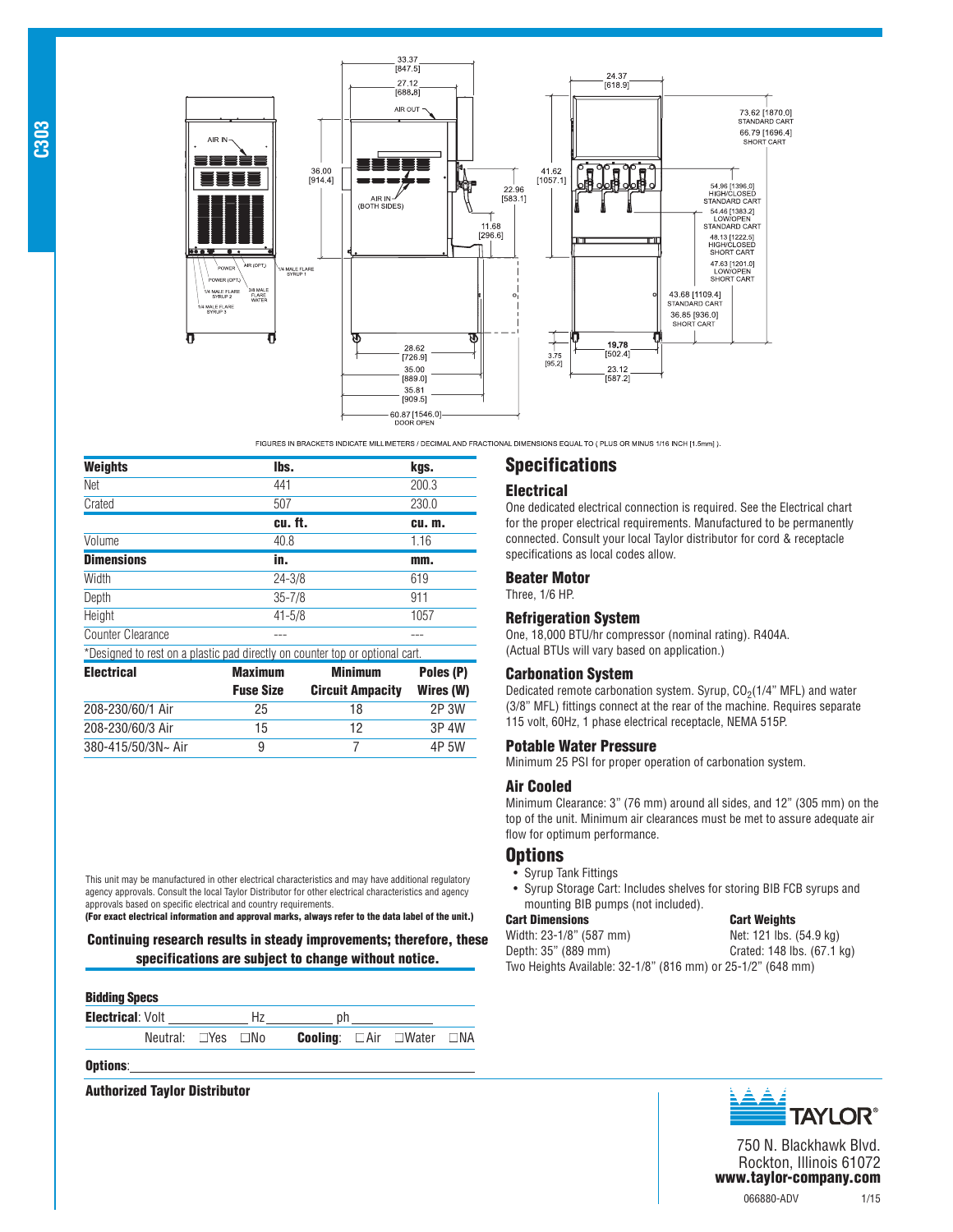C303

AIR IN

POWER

AIR (OPT.)

POWER (OPT.)

1/4 MALE FLARE SYRUP 1

1/4 MALE FLARE SYRUP 2

3/8 MALE FLARE WATER

1/4 MALE FLARE SYRUP 3

33.37 [847.5]

27.12 [688.8]

AIR OUT

36.00 [914.4]

AIR IN (BOTH SIDES)

22.96 [583.1]

11.68 [296.6]

28.62 [726.9]

35.00 [889.0]

35.81 [909.5]

60.87 [1546.0] DOOR OPEN

24.37 [618.9]

41.62 [1057.1]

73.62 [1870.0] STANDARD CART

66.79 [1696.4] SHORT CART

54.96 [1396.0] HIGH/CLOSED STANDARD CART

54.46 [1383.2] LOW/OPEN STANDARD CART

48.13 [1222.5] HIGH/CLOSED SHORT CART

47.63 [1201.0] LOW/OPEN SHORT CART

43.68 [1109.4] STANDARD CART

36.85 [936.0] SHORT CART

3.75 [95.2]

19.78 [502.4]

23.12 [587.2]

FIGURES IN BRACKETS INDICATE MILLIMETERS / DECIMAL AND FRACTIONAL DIMENSIONS EQUAL TO ( PLUS OR MINUS 1/16 INCH [1.5mm] ).

| **Weights** | **lbs.** | **kgs.** |
|---|---|---|
| Net | 441 | 200.3 |
| Crated | 507 | 230.0 |
| | **cu. ft.** | **cu. m.** |
| Volume | 40.8 | 1.16 |
| **Dimensions** | **in.** | **mm.** |
| Width | 24-3/8 | 619 |
| Depth | 35-7/8 | 911 |
| Height | 41-5/8 | 1057 |
| Counter Clearance | --- | --- |

*Designed to rest on a plastic pad directly on counter top or optional cart.

| **Electrical** | **Maximum Fuse Size** | **Minimum Circuit Ampacity** | **Poles (P) Wires (W)** |
|---|---|---|---|
| 208-230/60/1 Air | 25 | 18 | 2P 3W |
| 208-230/60/3 Air | 15 | 12 | 3P 4W |
| 380-415/50/3N~ Air | 9 | 7 | 4P 5W |

This unit may be manufactured in other electrical characteristics and may have additional regulatory agency approvals. Consult the local Taylor Distributor for other electrical characteristics and agency approvals based on specific electrical and country requirements.
**(For exact electrical information and approval marks, always refer to the data label of the unit.)**

**Continuing research results in steady improvements; therefore, these specifications are subject to change without notice.**

# Specifications

## Electrical

One dedicated electrical connection is required. See the Electrical chart for the proper electrical requirements. Manufactured to be permanently connected. Consult your local Taylor distributor for cord & receptacle specifications as local codes allow.

## Beater Motor

Three, 1/6 HP.

## Refrigeration System

One, 18,000 BTU/hr compressor (nominal rating). R404A. (Actual BTUs will vary based on application.)

## Carbonation System

Dedicated remote carbonation system. Syrup, $CO_2$(1/4" MFL) and water (3/8" MFL) fittings connect at the rear of the machine. Requires separate 115 volt, 60Hz, 1 phase electrical receptacle, NEMA 515P.

## Potable Water Pressure

Minimum 25 PSI for proper operation of carbonation system.

## Air Cooled

Minimum Clearance: 3" (76 mm) around all sides, and 12" (305 mm) on the top of the unit. Minimum air clearances must be met to assure adequate air flow for optimum performance.

# Options

- Syrup Tank Fittings
- Syrup Storage Cart: Includes shelves for storing BIB FCB syrups and mounting BIB pumps (not included).

**Cart Dimensions**
Width: 23-1/8" (587 mm)
Depth: 35" (889 mm)

**Cart Weights**
Net: 121 lbs. (54.9 kg)
Crated: 148 lbs. (67.1 kg)

Two Heights Available: 32-1/8" (816 mm) or 25-1/2" (648 mm)

**Bidding Specs**

**Electrical**: Volt __________ Hz __________ ph __________

Neutral: ☐Yes ☐No **Cooling**: ☐Air ☐Water ☐NA

**Options**: __________

**Authorized Taylor Distributor**

TAYLOR®

750 N. Blackhawk Blvd.
Rockton, Illinois 61072
**www.taylor-company.com**

066880-ADV 1/15